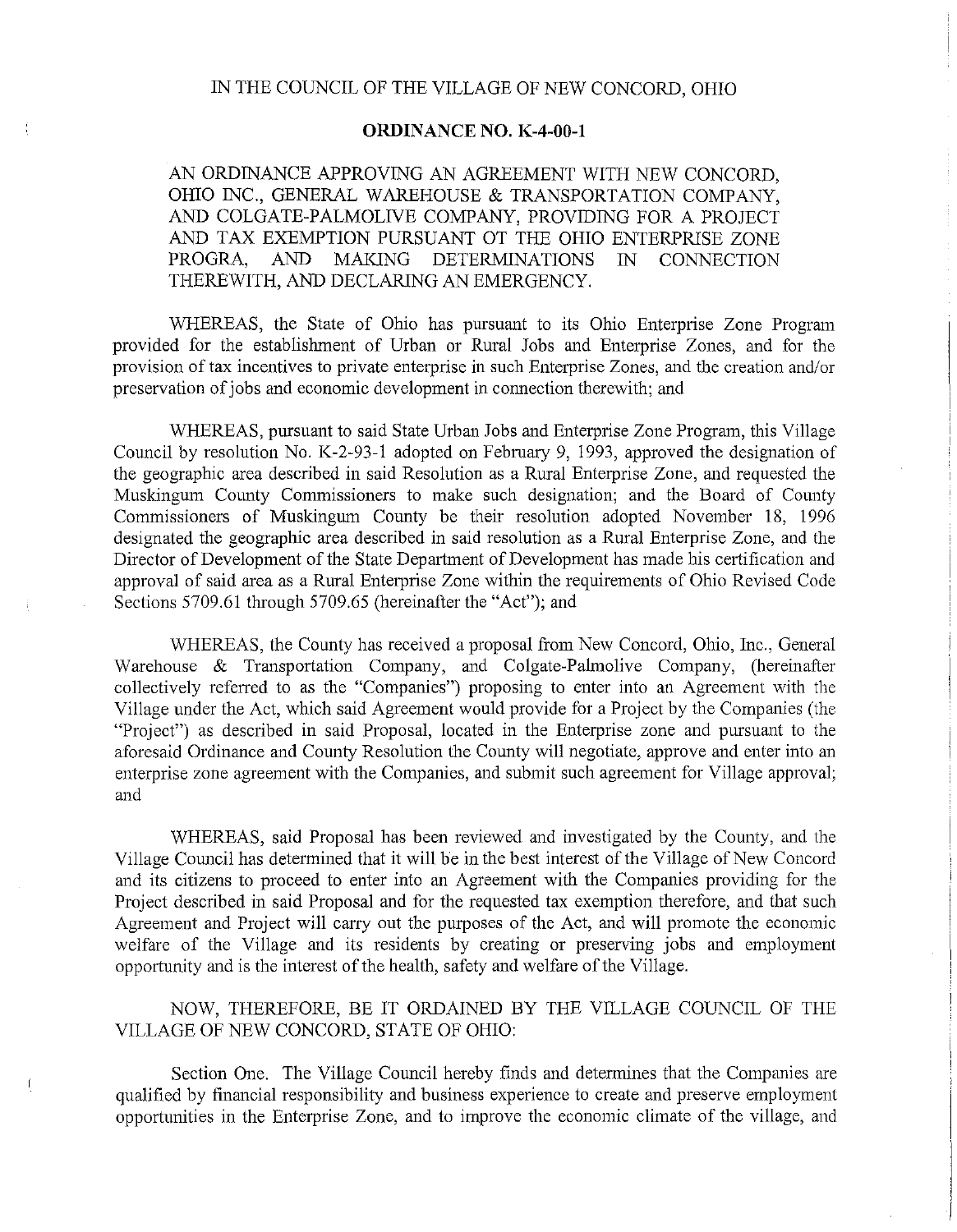IN THE COUNCIL OF THE VILLAGE OF NEW CONCORD, OHIO

**ORDINANCE NO. K-4-00-1**

AN ORDINANCE APPROVING AN AGREEMENT WITH NEW CONCORD, OHIO INC., GENERAL WAREHOUSE & TRANSPORTATION COMPANY, AND COLGATE-PALMOLIVE COMPANY, PROVIDING FOR A PROJECT AND TAX EXEMPTION PURSUANT OT THE OHIO ENTERPRISE ZONE PROGRA, AND MAKING DETERMINATIONS IN CONNECTION THEREWITH, AND DECLARING AN EMERGENCY.

WHEREAS, the State of Ohio has pursuant to its Ohio Enterprise Zone Program provided for the establishment of Urban or Rural Jobs and Enterprise Zones, and for the provision of tax incentives to private enterprise in such Enterprise Zones, and the creation and/or preservation of jobs and economic development in connection therewith; and

WHEREAS, pursuant to said State Urban Jobs and Enterprise Zone Program, this Village Council by resolution No. K-2-93-1 adopted on February 9, 1993, approved the designation of the geographic area described in said Resolution as a Rural Enterprise Zone, and requested the Muskingum County Commissioners to make such designation; and the Board of County Commissioners of Muskingum County be their resolution adopted November 18, 1996 designated the geographic area described in said resolution as a Rural Enterprise Zone, and the Director of Development of the State Department of Development has made his certification and approval of said area as a Rural Enterprise Zone within the requirements of Ohio Revised Code Sections 5709.61 through 5709.65 (hereinafter the "Act"); and

WHEREAS, the County has received a proposal from New Concord, Ohio, Inc., General Warehouse & Transportation Company, and Colgate-Palmolive Company, (hereinafter collectively referred to as the "Companies") proposing to enter into an Agreement with the Village under the Act, which said Agreement would provide for a Project by the Companies (the "Project") as described in said Proposal, located in the Enterprise zone and pursuant to the aforesaid Ordinance and County Resolution the County will negotiate, approve and enter into an enterprise zone agreement with the Companies, and submit such agreement for Village approval; and

WHEREAS, said Proposal has been reviewed and investigated by the County, and the Village Council has determined that it will be in the best interest of the Village of New Concord and its citizens to proceed to enter into an Agreement with the Companies providing for the Project described in said Proposal and for the requested tax exemption therefore, and that such Agreement and Project will carry out the purposes of the Act, and will promote the economic welfare of the Village and its residents by creating or preserving jobs and employment opportunity and is the interest of the health, safety and welfare of the Village.

NOW, THEREFORE, BE IT ORDAINED BY THE VILLAGE COUNCIL OF THE VILLAGE OF NEW CONCORD, STATE OF OHIO:

Section One. The Village Council hereby finds and determines that the Companies are qualified by financial responsibility and business experience to create and preserve employment opportunities in the Enterprise Zone, and to improve the economic climate of the village, and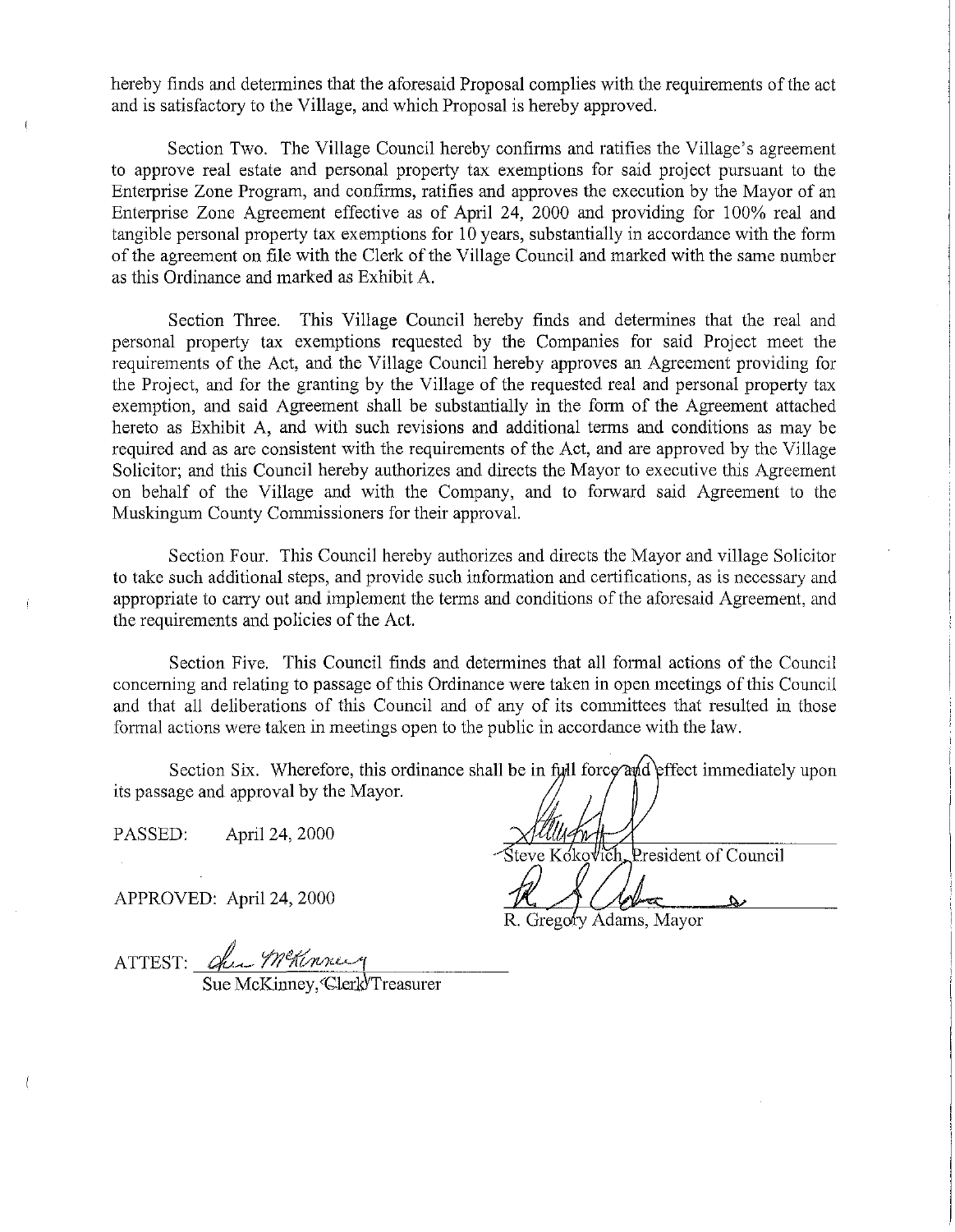hereby finds and determines that the aforesaid Proposal complies with the requirements of the act and is satisfactory to the Village, and which Proposal is hereby approved.

Section Two. The Village Council hereby confirms and ratifies the Village's agreement to approve real estate and personal property tax exemptions for said project pursuant to the Enterprise Zone Program, and confirms, ratifies and approves the execution by the Mayor of an Enterprise Zone Agreement effective as of April 24, 2000 and providing for 100% real and tangible personal property tax exemptions for 10 years, substantially in accordance with the form of the agreement on file with the Clerk of the Village Council and marked with the same number as this Ordinance and marked as Exhibit A.

Section Three. This Village Council hereby finds and determines that the real and personal property tax exemptions requested by the Companies for said Project meet the requirements of the Act, and the Village Council hereby approves an Agreement providing for the Project, and for the granting by the Village of the requested real and personal property tax exemption, and said Agreement shall be substantially in the form of the Agreement attached hereto as Exhibit A, and with such revisions and additional terms and conditions as may be required and as are consistent with the requirements of the Act, and are approved by the Village Solicitor; and this Council hereby authorizes and directs the Mayor to executive this Agreement on behalf of the Village and with the Company, and to forward said Agreement to the Muskingum County Commissioners for their approval.

Section Four. This Council hereby authorizes and directs the Mayor and village Solicitor to take such additional steps, and provide such information and certifications, as is necessary and appropriate to carry out and implement the terms and conditions of the aforesaid Agreement, and the requirements and policies of the Act.

Section Five. This Council finds and determines that all formal actions of the Council concerning and relating to passage of this Ordinance were taken in open meetings of this Council and that all deliberations of this Council and of any of its committees that resulted in those formal actions were taken in meetings open to the public in accordance with the law.

Section Six. Wherefore, this ordinance shall be in full force and effect immediately upon its passage and approval by the Mayor.

PASSED: April 24, 2000

Steve Kokovich, President of Council

APPROVED: April 24, 2000

R. Gregory Adams, Mayor

ATTEST: Sue McKinney

Sue McKinney, Clerk/Treasurer